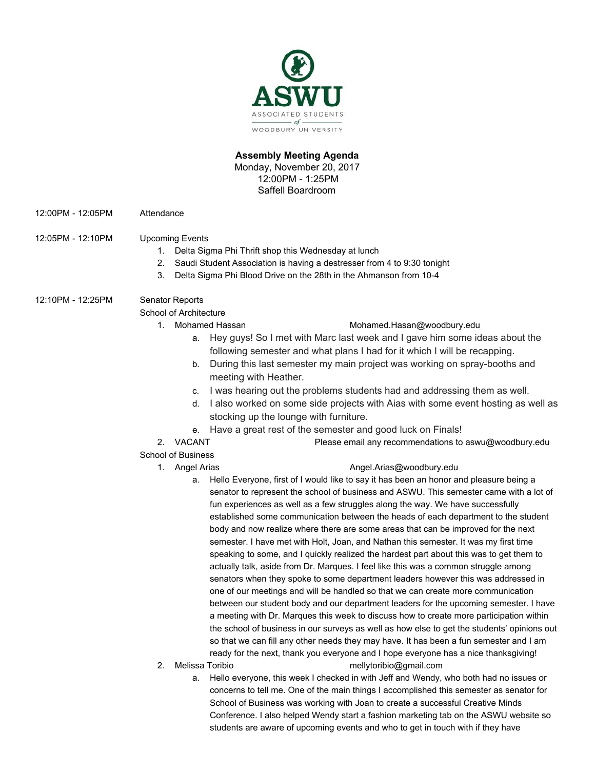ASWU

ASSOCIATED STUDENTS of WOODBURY UNIVERSITY

**Assembly Meeting Agenda**
Monday, November 20, 2017
12:00PM - 1:25PM
Saffell Boardroom

12:00PM - 12:05PM Attendance

12:05PM - 12:10PM Upcoming Events

1. Delta Sigma Phi Thrift shop this Wednesday at lunch
2. Saudi Student Association is having a destresser from 4 to 9:30 tonight
3. Delta Sigma Phi Blood Drive on the 28th in the Ahmanson from 10-4

12:10PM - 12:25PM Senator Reports

School of Architecture

1. Mohamed Hassan Mohamed.Hasan@woodbury.edu
   a. Hey guys! So I met with Marc last week and I gave him some ideas about the following semester and what plans I had for it which I will be recapping.
   b. During this last semester my main project was working on spray-booths and meeting with Heather.
   c. I was hearing out the problems students had and addressing them as well.
   d. I also worked on some side projects with Aias with some event hosting as well as stocking up the lounge with furniture.
   e. Have a great rest of the semester and good luck on Finals!
2. VACANT Please email any recommendations to aswu@woodbury.edu

School of Business

1. Angel Arias Angel.Arias@woodbury.edu
   a. Hello Everyone, first of I would like to say it has been an honor and pleasure being a senator to represent the school of business and ASWU. This semester came with a lot of fun experiences as well as a few struggles along the way. We have successfully established some communication between the heads of each department to the student body and now realize where there are some areas that can be improved for the next semester. I have met with Holt, Joan, and Nathan this semester. It was my first time speaking to some, and I quickly realized the hardest part about this was to get them to actually talk, aside from Dr. Marques. I feel like this was a common struggle among senators when they spoke to some department leaders however this was addressed in one of our meetings and will be handled so that we can create more communication between our student body and our department leaders for the upcoming semester. I have a meeting with Dr. Marques this week to discuss how to create more participation within the school of business in our surveys as well as how else to get the students' opinions out so that we can fill any other needs they may have. It has been a fun semester and I am ready for the next, thank you everyone and I hope everyone has a nice thanksgiving!
2. Melissa Toribio mellytoribio@gmail.com
   a. Hello everyone, this week I checked in with Jeff and Wendy, who both had no issues or concerns to tell me. One of the main things I accomplished this semester as senator for School of Business was working with Joan to create a successful Creative Minds Conference. I also helped Wendy start a fashion marketing tab on the ASWU website so students are aware of upcoming events and who to get in touch with if they have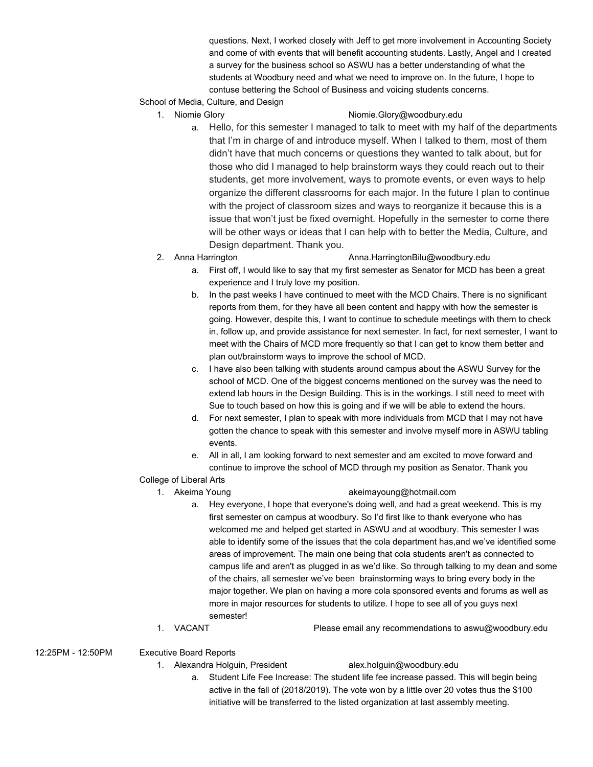questions. Next, I worked closely with Jeff to get more involvement in Accounting Society and come of with events that will benefit accounting students. Lastly, Angel and I created a survey for the business school so ASWU has a better understanding of what the students at Woodbury need and what we need to improve on. In the future, I hope to contuse bettering the School of Business and voicing students concerns.

School of Media, Culture, and Design

1. Niomie Glory Niomie.Glory@woodbury.edu
   a. Hello, for this semester I managed to talk to meet with my half of the departments that I'm in charge of and introduce myself. When I talked to them, most of them didn't have that much concerns or questions they wanted to talk about, but for those who did I managed to help brainstorm ways they could reach out to their students, get more involvement, ways to promote events, or even ways to help organize the different classrooms for each major. In the future I plan to continue with the project of classroom sizes and ways to reorganize it because this is a issue that won't just be fixed overnight. Hopefully in the semester to come there will be other ways or ideas that I can help with to better the Media, Culture, and Design department. Thank you.
2. Anna Harrington Anna.HarringtonBilu@woodbury.edu
   a. First off, I would like to say that my first semester as Senator for MCD has been a great experience and I truly love my position.
   b. In the past weeks I have continued to meet with the MCD Chairs. There is no significant reports from them, for they have all been content and happy with how the semester is going. However, despite this, I want to continue to schedule meetings with them to check in, follow up, and provide assistance for next semester. In fact, for next semester, I want to meet with the Chairs of MCD more frequently so that I can get to know them better and plan out/brainstorm ways to improve the school of MCD.
   c. I have also been talking with students around campus about the ASWU Survey for the school of MCD. One of the biggest concerns mentioned on the survey was the need to extend lab hours in the Design Building. This is in the workings. I still need to meet with Sue to touch based on how this is going and if we will be able to extend the hours.
   d. For next semester, I plan to speak with more individuals from MCD that I may not have gotten the chance to speak with this semester and involve myself more in ASWU tabling events.
   e. All in all, I am looking forward to next semester and am excited to move forward and continue to improve the school of MCD through my position as Senator. Thank you

College of Liberal Arts

1. Akeima Young akeimayoung@hotmail.com
   a. Hey everyone, I hope that everyone's doing well, and had a great weekend. This is my first semester on campus at woodbury. So I'd first like to thank everyone who has welcomed me and helped get started in ASWU and at woodbury. This semester I was able to identify some of the issues that the cola department has,and we've identified some areas of improvement. The main one being that cola students aren't as connected to campus life and aren't as plugged in as we'd like. So through talking to my dean and some of the chairs, all semester we've been brainstorming ways to bring every body in the major together. We plan on having a more cola sponsored events and forums as well as more in major resources for students to utilize. I hope to see all of you guys next semester!

1. VACANT Please email any recommendations to aswu@woodbury.edu

12:25PM - 12:50PM Executive Board Reports

1. Alexandra Holguin, President alex.holguin@woodbury.edu
   a. Student Life Fee Increase: The student life fee increase passed. This will begin being active in the fall of (2018/2019). The vote won by a little over 20 votes thus the $100 initiative will be transferred to the listed organization at last assembly meeting.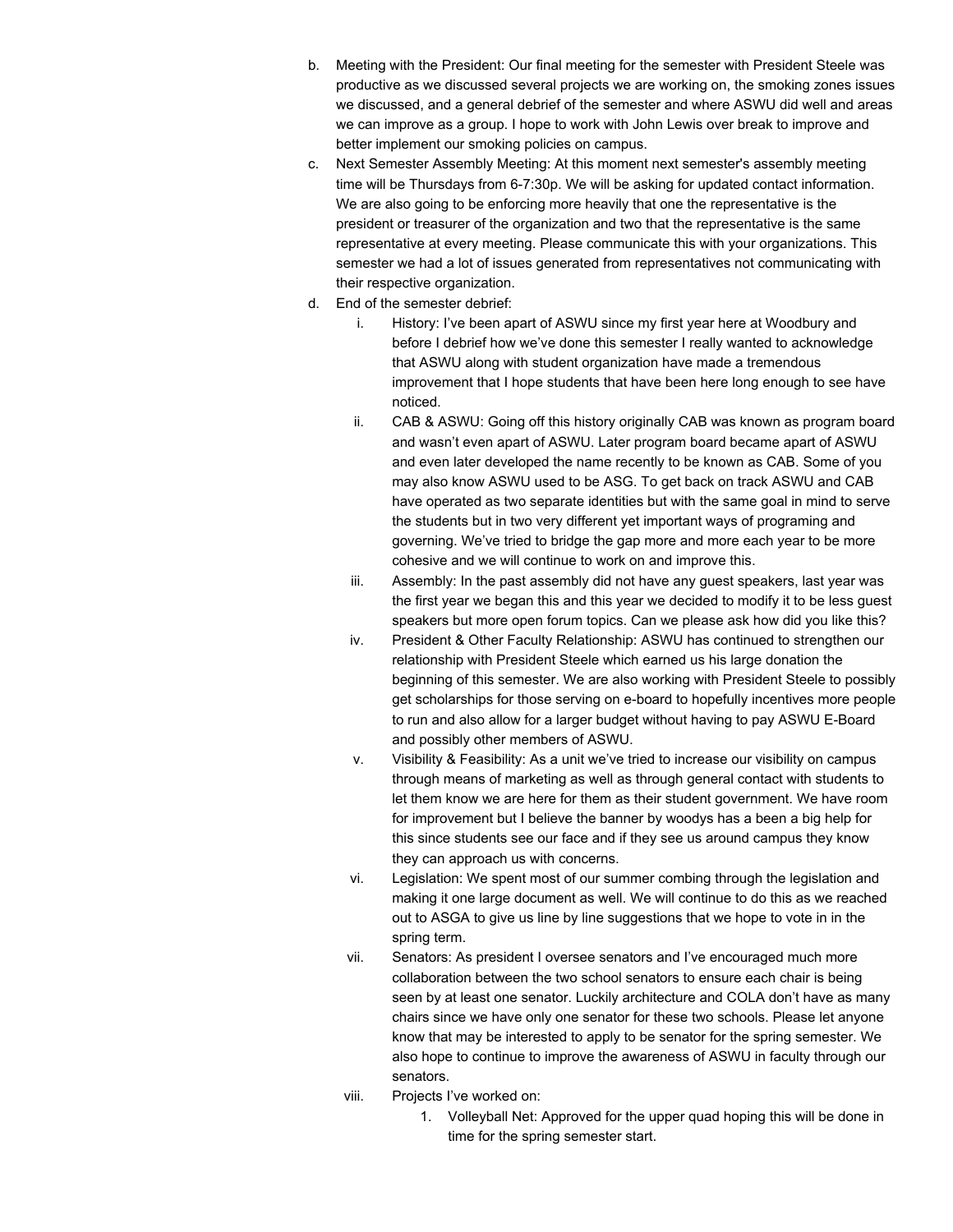b. Meeting with the President: Our final meeting for the semester with President Steele was productive as we discussed several projects we are working on, the smoking zones issues we discussed, and a general debrief of the semester and where ASWU did well and areas we can improve as a group. I hope to work with John Lewis over break to improve and better implement our smoking policies on campus.

c. Next Semester Assembly Meeting: At this moment next semester's assembly meeting time will be Thursdays from 6-7:30p. We will be asking for updated contact information. We are also going to be enforcing more heavily that one the representative is the president or treasurer of the organization and two that the representative is the same representative at every meeting. Please communicate this with your organizations. This semester we had a lot of issues generated from representatives not communicating with their respective organization.

d. End of the semester debrief:

   i. History: I've been apart of ASWU since my first year here at Woodbury and before I debrief how we've done this semester I really wanted to acknowledge that ASWU along with student organization have made a tremendous improvement that I hope students that have been here long enough to see have noticed.

   ii. CAB & ASWU: Going off this history originally CAB was known as program board and wasn't even apart of ASWU. Later program board became apart of ASWU and even later developed the name recently to be known as CAB. Some of you may also know ASWU used to be ASG. To get back on track ASWU and CAB have operated as two separate identities but with the same goal in mind to serve the students but in two very different yet important ways of programing and governing. We've tried to bridge the gap more and more each year to be more cohesive and we will continue to work on and improve this.

   iii. Assembly: In the past assembly did not have any guest speakers, last year was the first year we began this and this year we decided to modify it to be less guest speakers but more open forum topics. Can we please ask how did you like this?

   iv. President & Other Faculty Relationship: ASWU has continued to strengthen our relationship with President Steele which earned us his large donation the beginning of this semester. We are also working with President Steele to possibly get scholarships for those serving on e-board to hopefully incentives more people to run and also allow for a larger budget without having to pay ASWU E-Board and possibly other members of ASWU.

   v. Visibility & Feasibility: As a unit we've tried to increase our visibility on campus through means of marketing as well as through general contact with students to let them know we are here for them as their student government. We have room for improvement but I believe the banner by woodys has a been a big help for this since students see our face and if they see us around campus they know they can approach us with concerns.

   vi. Legislation: We spent most of our summer combing through the legislation and making it one large document as well. We will continue to do this as we reached out to ASGA to give us line by line suggestions that we hope to vote in in the spring term.

   vii. Senators: As president I oversee senators and I've encouraged much more collaboration between the two school senators to ensure each chair is being seen by at least one senator. Luckily architecture and COLA don't have as many chairs since we have only one senator for these two schools. Please let anyone know that may be interested to apply to be senator for the spring semester. We also hope to continue to improve the awareness of ASWU in faculty through our senators.

   viii. Projects I've worked on:

      1. Volleyball Net: Approved for the upper quad hoping this will be done in time for the spring semester start.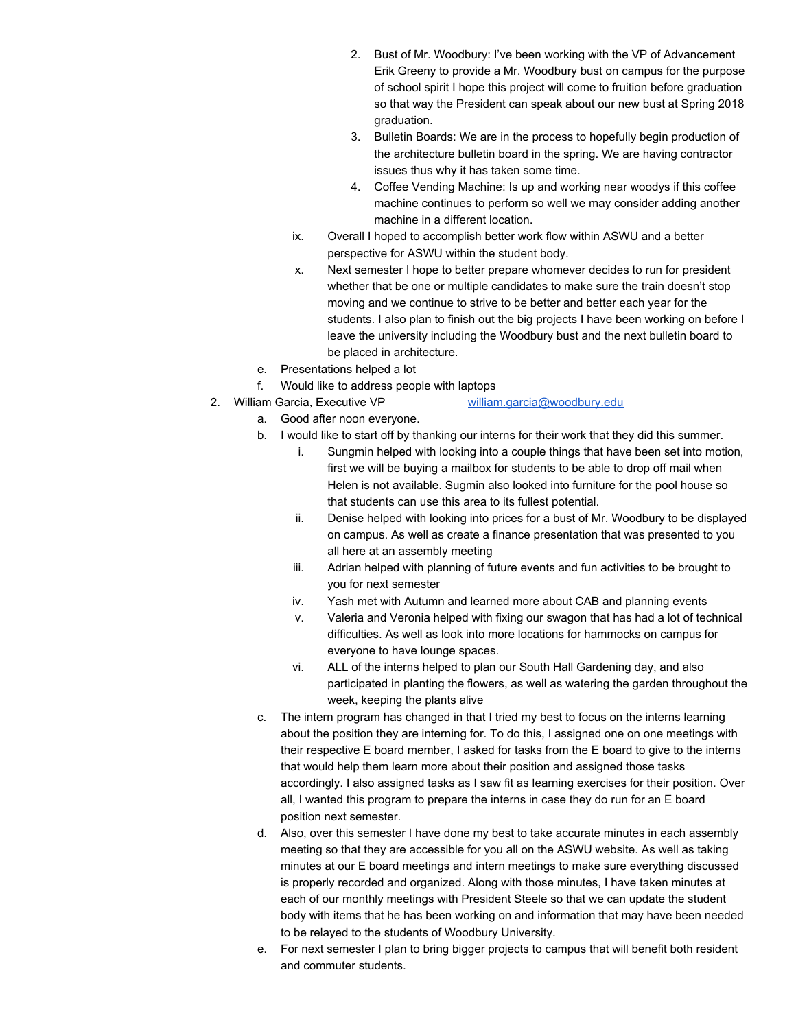2. Bust of Mr. Woodbury: I've been working with the VP of Advancement Erik Greeny to provide a Mr. Woodbury bust on campus for the purpose of school spirit I hope this project will come to fruition before graduation so that way the President can speak about our new bust at Spring 2018 graduation.
      3. Bulletin Boards: We are in the process to hopefully begin production of the architecture bulletin board in the spring. We are having contractor issues thus why it has taken some time.
      4. Coffee Vending Machine: Is up and working near woodys if this coffee machine continues to perform so well we may consider adding another machine in a different location.

   ix. Overall I hoped to accomplish better work flow within ASWU and a better perspective for ASWU within the student body.
   x. Next semester I hope to better prepare whomever decides to run for president whether that be one or multiple candidates to make sure the train doesn't stop moving and we continue to strive to be better and better each year for the students. I also plan to finish out the big projects I have been working on before I leave the university including the Woodbury bust and the next bulletin board to be placed in architecture.

   e. Presentations helped a lot
   f. Would like to address people with laptops

2. William Garcia, Executive VP william.garcia@woodbury.edu
   a. Good after noon everyone.
   b. I would like to start off by thanking our interns for their work that they did this summer.
      i. Sungmin helped with looking into a couple things that have been set into motion, first we will be buying a mailbox for students to be able to drop off mail when Helen is not available. Sugmin also looked into furniture for the pool house so that students can use this area to its fullest potential.
      ii. Denise helped with looking into prices for a bust of Mr. Woodbury to be displayed on campus. As well as create a finance presentation that was presented to you all here at an assembly meeting
      iii. Adrian helped with planning of future events and fun activities to be brought to you for next semester
      iv. Yash met with Autumn and learned more about CAB and planning events
      v. Valeria and Veronia helped with fixing our swagon that has had a lot of technical difficulties. As well as look into more locations for hammocks on campus for everyone to have lounge spaces.
      vi. ALL of the interns helped to plan our South Hall Gardening day, and also participated in planting the flowers, as well as watering the garden throughout the week, keeping the plants alive
   c. The intern program has changed in that I tried my best to focus on the interns learning about the position they are interning for. To do this, I assigned one on one meetings with their respective E board member, I asked for tasks from the E board to give to the interns that would help them learn more about their position and assigned those tasks accordingly. I also assigned tasks as I saw fit as learning exercises for their position. Over all, I wanted this program to prepare the interns in case they do run for an E board position next semester.
   d. Also, over this semester I have done my best to take accurate minutes in each assembly meeting so that they are accessible for you all on the ASWU website. As well as taking minutes at our E board meetings and intern meetings to make sure everything discussed is properly recorded and organized. Along with those minutes, I have taken minutes at each of our monthly meetings with President Steele so that we can update the student body with items that he has been working on and information that may have been needed to be relayed to the students of Woodbury University.
   e. For next semester I plan to bring bigger projects to campus that will benefit both resident and commuter students.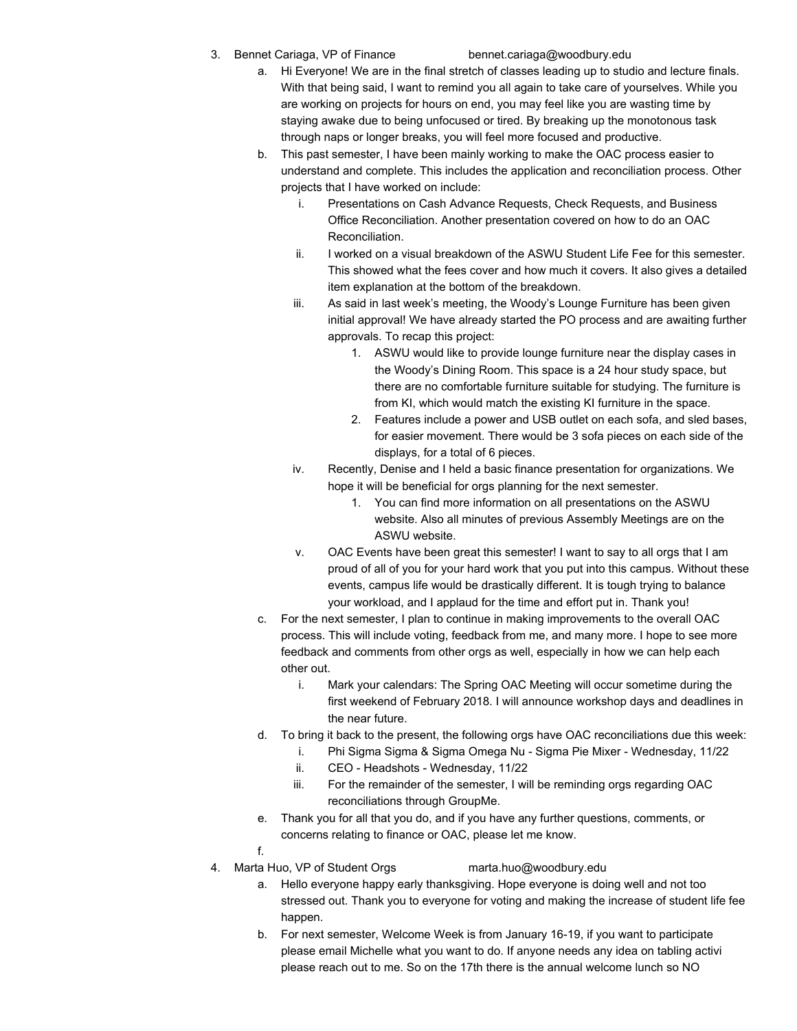3. Bennet Cariaga, VP of Finance bennet.cariaga@woodbury.edu
    a. Hi Everyone! We are in the final stretch of classes leading up to studio and lecture finals. With that being said, I want to remind you all again to take care of yourselves. While you are working on projects for hours on end, you may feel like you are wasting time by staying awake due to being unfocused or tired. By breaking up the monotonous task through naps or longer breaks, you will feel more focused and productive.
    b. This past semester, I have been mainly working to make the OAC process easier to understand and complete. This includes the application and reconciliation process. Other projects that I have worked on include:
        i. Presentations on Cash Advance Requests, Check Requests, and Business Office Reconciliation. Another presentation covered on how to do an OAC Reconciliation.
        ii. I worked on a visual breakdown of the ASWU Student Life Fee for this semester. This showed what the fees cover and how much it covers. It also gives a detailed item explanation at the bottom of the breakdown.
        iii. As said in last week's meeting, the Woody's Lounge Furniture has been given initial approval! We have already started the PO process and are awaiting further approvals. To recap this project:
            1. ASWU would like to provide lounge furniture near the display cases in the Woody's Dining Room. This space is a 24 hour study space, but there are no comfortable furniture suitable for studying. The furniture is from KI, which would match the existing KI furniture in the space.
            2. Features include a power and USB outlet on each sofa, and sled bases, for easier movement. There would be 3 sofa pieces on each side of the displays, for a total of 6 pieces.
        iv. Recently, Denise and I held a basic finance presentation for organizations. We hope it will be beneficial for orgs planning for the next semester.
            1. You can find more information on all presentations on the ASWU website. Also all minutes of previous Assembly Meetings are on the ASWU website.
        v. OAC Events have been great this semester! I want to say to all orgs that I am proud of all of you for your hard work that you put into this campus. Without these events, campus life would be drastically different. It is tough trying to balance your workload, and I applaud for the time and effort put in. Thank you!
    c. For the next semester, I plan to continue in making improvements to the overall OAC process. This will include voting, feedback from me, and many more. I hope to see more feedback and comments from other orgs as well, especially in how we can help each other out.
        i. Mark your calendars: The Spring OAC Meeting will occur sometime during the first weekend of February 2018. I will announce workshop days and deadlines in the near future.
    d. To bring it back to the present, the following orgs have OAC reconciliations due this week:
        i. Phi Sigma Sigma & Sigma Omega Nu - Sigma Pie Mixer - Wednesday, 11/22
        ii. CEO - Headshots - Wednesday, 11/22
        iii. For the remainder of the semester, I will be reminding orgs regarding OAC reconciliations through GroupMe.
    e. Thank you for all that you do, and if you have any further questions, comments, or concerns relating to finance or OAC, please let me know.
    f.
4. Marta Huo, VP of Student Orgs marta.huo@woodbury.edu
    a. Hello everyone happy early thanksgiving. Hope everyone is doing well and not too stressed out. Thank you to everyone for voting and making the increase of student life fee happen.
    b. For next semester, Welcome Week is from January 16-19, if you want to participate please email Michelle what you want to do. If anyone needs any idea on tabling activi please reach out to me. So on the 17th there is the annual welcome lunch so NO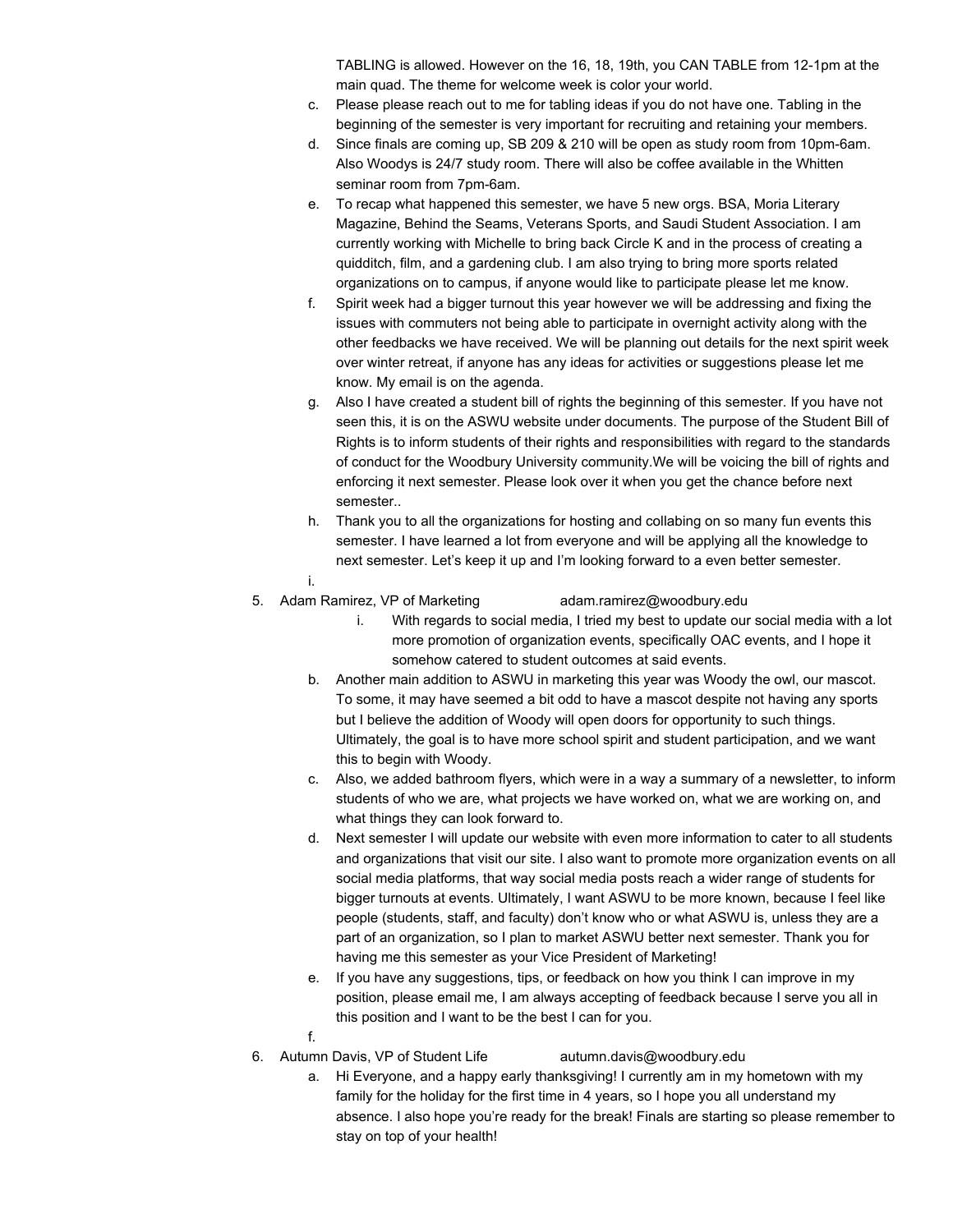TABLING is allowed. However on the 16, 18, 19th, you CAN TABLE from 12-1pm at the main quad. The theme for welcome week is color your world.

   c. Please please reach out to me for tabling ideas if you do not have one. Tabling in the beginning of the semester is very important for recruiting and retaining your members.
   d. Since finals are coming up, SB 209 & 210 will be open as study room from 10pm-6am. Also Woodys is 24/7 study room. There will also be coffee available in the Whitten seminar room from 7pm-6am.
   e. To recap what happened this semester, we have 5 new orgs. BSA, Moria Literary Magazine, Behind the Seams, Veterans Sports, and Saudi Student Association. I am currently working with Michelle to bring back Circle K and in the process of creating a quidditch, film, and a gardening club. I am also trying to bring more sports related organizations on to campus, if anyone would like to participate please let me know.
   f. Spirit week had a bigger turnout this year however we will be addressing and fixing the issues with commuters not being able to participate in overnight activity along with the other feedbacks we have received. We will be planning out details for the next spirit week over winter retreat, if anyone has any ideas for activities or suggestions please let me know. My email is on the agenda.
   g. Also I have created a student bill of rights the beginning of this semester. If you have not seen this, it is on the ASWU website under documents. The purpose of the Student Bill of Rights is to inform students of their rights and responsibilities with regard to the standards of conduct for the Woodbury University community.We will be voicing the bill of rights and enforcing it next semester. Please look over it when you get the chance before next semester..
   h. Thank you to all the organizations for hosting and collabing on so many fun events this semester. I have learned a lot from everyone and will be applying all the knowledge to next semester. Let's keep it up and I'm looking forward to a even better semester.
   i.

5. Adam Ramirez, VP of Marketing adam.ramirez@woodbury.edu
   i. With regards to social media, I tried my best to update our social media with a lot more promotion of organization events, specifically OAC events, and I hope it somehow catered to student outcomes at said events.
   b. Another main addition to ASWU in marketing this year was Woody the owl, our mascot. To some, it may have seemed a bit odd to have a mascot despite not having any sports but I believe the addition of Woody will open doors for opportunity to such things. Ultimately, the goal is to have more school spirit and student participation, and we want this to begin with Woody.
   c. Also, we added bathroom flyers, which were in a way a summary of a newsletter, to inform students of who we are, what projects we have worked on, what we are working on, and what things they can look forward to.
   d. Next semester I will update our website with even more information to cater to all students and organizations that visit our site. I also want to promote more organization events on all social media platforms, that way social media posts reach a wider range of students for bigger turnouts at events. Ultimately, I want ASWU to be more known, because I feel like people (students, staff, and faculty) don't know who or what ASWU is, unless they are a part of an organization, so I plan to market ASWU better next semester. Thank you for having me this semester as your Vice President of Marketing!
   e. If you have any suggestions, tips, or feedback on how you think I can improve in my position, please email me, I am always accepting of feedback because I serve you all in this position and I want to be the best I can for you.
   f.

6. Autumn Davis, VP of Student Life autumn.davis@woodbury.edu
   a. Hi Everyone, and a happy early thanksgiving! I currently am in my hometown with my family for the holiday for the first time in 4 years, so I hope you all understand my absence. I also hope you're ready for the break! Finals are starting so please remember to stay on top of your health!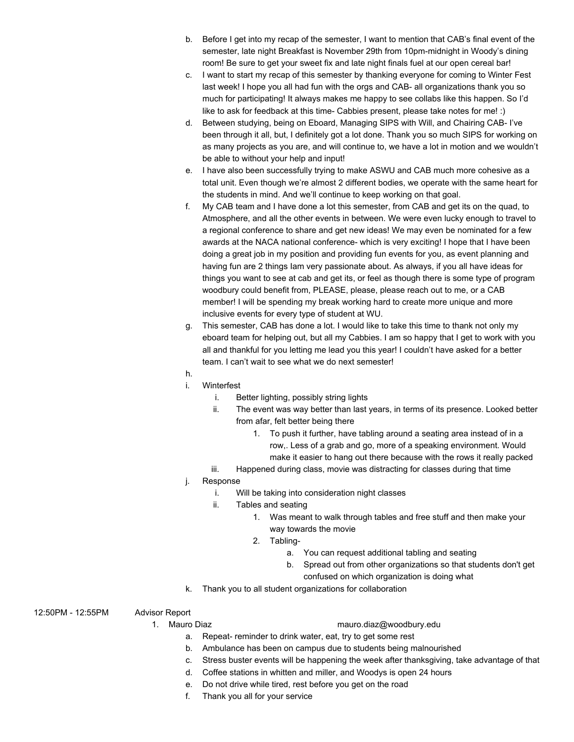b. Before I get into my recap of the semester, I want to mention that CAB's final event of the semester, late night Breakfast is November 29th from 10pm-midnight in Woody's dining room! Be sure to get your sweet fix and late night finals fuel at our open cereal bar!

c. I want to start my recap of this semester by thanking everyone for coming to Winter Fest last week! I hope you all had fun with the orgs and CAB- all organizations thank you so much for participating! It always makes me happy to see collabs like this happen. So I'd like to ask for feedback at this time- Cabbies present, please take notes for me! :)

d. Between studying, being on Eboard, Managing SIPS with Will, and Chairing CAB- I've been through it all, but, I definitely got a lot done. Thank you so much SIPS for working on as many projects as you are, and will continue to, we have a lot in motion and we wouldn't be able to without your help and input!

e. I have also been successfully trying to make ASWU and CAB much more cohesive as a total unit. Even though we're almost 2 different bodies, we operate with the same heart for the students in mind. And we'll continue to keep working on that goal.

f. My CAB team and I have done a lot this semester, from CAB and get its on the quad, to Atmosphere, and all the other events in between. We were even lucky enough to travel to a regional conference to share and get new ideas! We may even be nominated for a few awards at the NACA national conference- which is very exciting! I hope that I have been doing a great job in my position and providing fun events for you, as event planning and having fun are 2 things Iam very passionate about. As always, if you all have ideas for things you want to see at cab and get its, or feel as though there is some type of program woodbury could benefit from, PLEASE, please, please reach out to me, or a CAB member! I will be spending my break working hard to create more unique and more inclusive events for every type of student at WU.

g. This semester, CAB has done a lot. I would like to take this time to thank not only my eboard team for helping out, but all my Cabbies. I am so happy that I get to work with you all and thankful for you letting me lead you this year! I couldn't have asked for a better team. I can't wait to see what we do next semester!

h.

i. Winterfest
   i. Better lighting, possibly string lights
   ii. The event was way better than last years, in terms of its presence. Looked better from afar, felt better being there
      1. To push it further, have tabling around a seating area instead of in a row,. Less of a grab and go, more of a speaking environment. Would make it easier to hang out there because with the rows it really packed
   iii. Happened during class, movie was distracting for classes during that time

j. Response
   i. Will be taking into consideration night classes
   ii. Tables and seating
      1. Was meant to walk through tables and free stuff and then make your way towards the movie
      2. Tabling-
         a. You can request additional tabling and seating
         b. Spread out from other organizations so that students don't get confused on which organization is doing what

k. Thank you to all student organizations for collaboration

12:50PM - 12:55PM Advisor Report

1. Mauro Diaz mauro.diaz@woodbury.edu
   a. Repeat- reminder to drink water, eat, try to get some rest
   b. Ambulance has been on campus due to students being malnourished
   c. Stress buster events will be happening the week after thanksgiving, take advantage of that
   d. Coffee stations in whitten and miller, and Woodys is open 24 hours
   e. Do not drive while tired, rest before you get on the road
   f. Thank you all for your service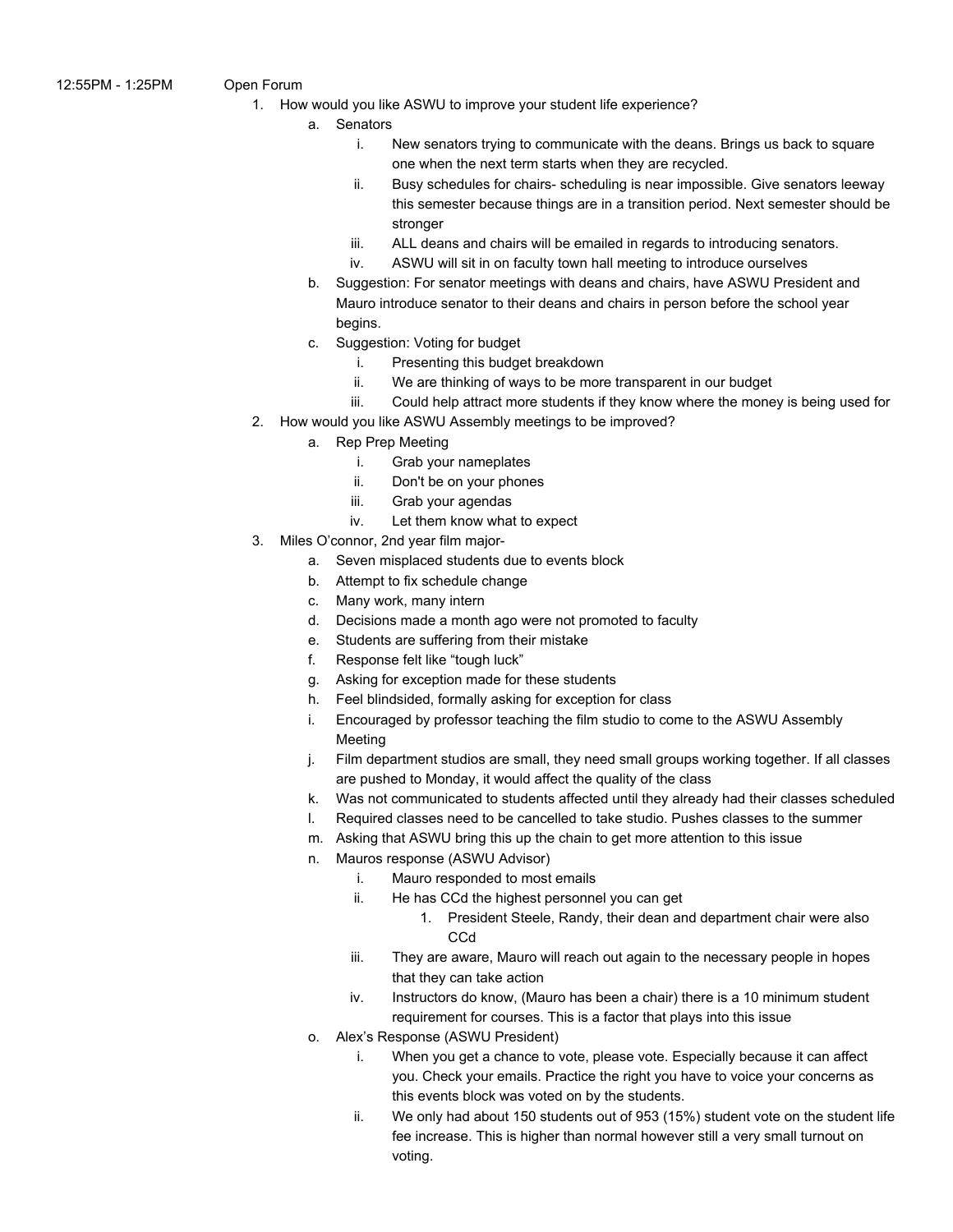12:55PM - 1:25PM Open Forum

1. How would you like ASWU to improve your student life experience?
    a. Senators
        i. New senators trying to communicate with the deans. Brings us back to square one when the next term starts when they are recycled.
        ii. Busy schedules for chairs- scheduling is near impossible. Give senators leeway this semester because things are in a transition period. Next semester should be stronger
        iii. ALL deans and chairs will be emailed in regards to introducing senators.
        iv. ASWU will sit in on faculty town hall meeting to introduce ourselves
    b. Suggestion: For senator meetings with deans and chairs, have ASWU President and Mauro introduce senator to their deans and chairs in person before the school year begins.
    c. Suggestion: Voting for budget
        i. Presenting this budget breakdown
        ii. We are thinking of ways to be more transparent in our budget
        iii. Could help attract more students if they know where the money is being used for
2. How would you like ASWU Assembly meetings to be improved?
    a. Rep Prep Meeting
        i. Grab your nameplates
        ii. Don't be on your phones
        iii. Grab your agendas
        iv. Let them know what to expect
3. Miles O'connor, 2nd year film major-
    a. Seven misplaced students due to events block
    b. Attempt to fix schedule change
    c. Many work, many intern
    d. Decisions made a month ago were not promoted to faculty
    e. Students are suffering from their mistake
    f. Response felt like "tough luck"
    g. Asking for exception made for these students
    h. Feel blindsided, formally asking for exception for class
    i. Encouraged by professor teaching the film studio to come to the ASWU Assembly Meeting
    j. Film department studios are small, they need small groups working together. If all classes are pushed to Monday, it would affect the quality of the class
    k. Was not communicated to students affected until they already had their classes scheduled
    l. Required classes need to be cancelled to take studio. Pushes classes to the summer
    m. Asking that ASWU bring this up the chain to get more attention to this issue
    n. Mauros response (ASWU Advisor)
        i. Mauro responded to most emails
        ii. He has CCd the highest personnel you can get
            1. President Steele, Randy, their dean and department chair were also CCd
        iii. They are aware, Mauro will reach out again to the necessary people in hopes that they can take action
        iv. Instructors do know, (Mauro has been a chair) there is a 10 minimum student requirement for courses. This is a factor that plays into this issue
    o. Alex's Response (ASWU President)
        i. When you get a chance to vote, please vote. Especially because it can affect you. Check your emails. Practice the right you have to voice your concerns as this events block was voted on by the students.
        ii. We only had about 150 students out of 953 (15%) student vote on the student life fee increase. This is higher than normal however still a very small turnout on voting.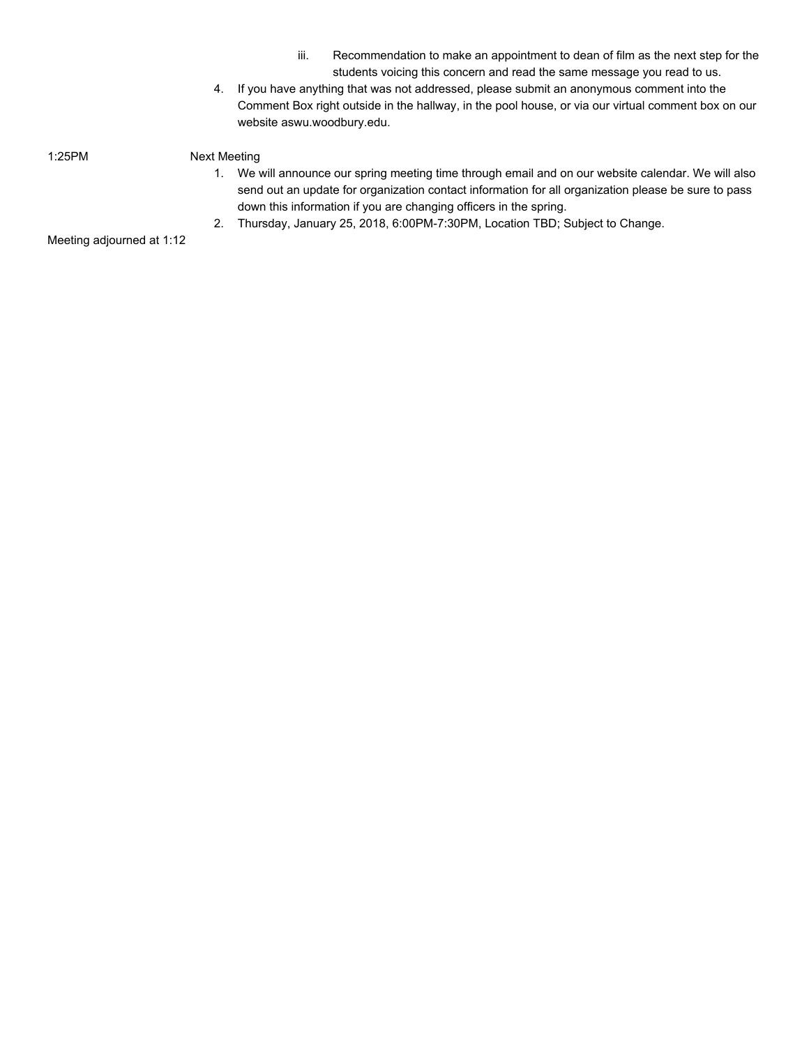iii. Recommendation to make an appointment to dean of film as the next step for the students voicing this concern and read the same message you read to us.

4. If you have anything that was not addressed, please submit an anonymous comment into the Comment Box right outside in the hallway, in the pool house, or via our virtual comment box on our website aswu.woodbury.edu.

1:25PM Next Meeting

1. We will announce our spring meeting time through email and on our website calendar. We will also send out an update for organization contact information for all organization please be sure to pass down this information if you are changing officers in the spring.
2. Thursday, January 25, 2018, 6:00PM-7:30PM, Location TBD; Subject to Change.

Meeting adjourned at 1:12